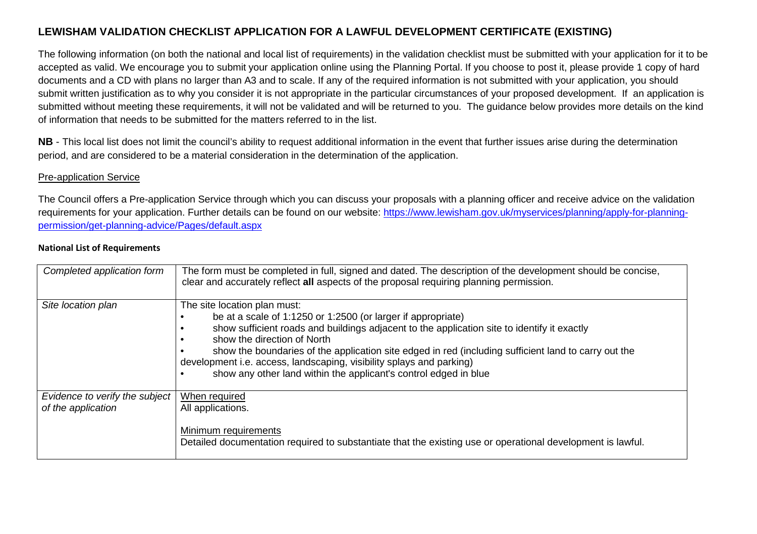# LEWISHAM VALIDATION CHECKLIST APPLICATION FOR A LAWFUL DEVELOPMENT CERTIFICATE (EXISTING)

The following information (on both the national and local list of requirements) in the validation checklist must be submitted with your application for it to be accepted as valid. We encourage you to submit your application online using the Planning Portal. If you choose to post it, please provide 1 copy of hard documents and a CD with plans no larger than A3 and to scale. If any of the required information is not submitted with your application, you should submit written justification as to why you consider it is not appropriate in the particular circumstances of your proposed development. If an application is submitted without meeting these requirements, it will not be validated and will be returned to you. The guidance below provides more details on the kind of information that needs to be submitted for the matters referred to in the list.

**NB** - This local list does not limit the council's ability to request additional information in the event that further issues arise during the determination period, and are considered to be a material consideration in the determination of the application.

## Pre-application Service

The Council offers a Pre-application Service through which you can discuss your proposals with a planning officer and receive advice on the validation requirements for your application. Further details can be found on our website: [https://www.lewisham.gov.uk/myservices/planning/apply-for-planning-permission/get-planning-advice/Pages/default.aspx](https://www.lewisham.gov.uk/myservices/planning/apply-for-planning-permission/get-planning-advice/Pages/default.aspx)

### National List of Requirements

| | |
|---|---|
| *Completed application form* | The form must be completed in full, signed and dated. The description of the development should be concise, clear and accurately reflect **all** aspects of the proposal requiring planning permission. |
| *Site location plan* | The site location plan must:<br>• be at a scale of 1:1250 or 1:2500 (or larger if appropriate)<br>• show sufficient roads and buildings adjacent to the application site to identify it exactly<br>• show the direction of North<br>• show the boundaries of the application site edged in red (including sufficient land to carry out the development i.e. access, landscaping, visibility splays and parking)<br>• show any other land within the applicant's control edged in blue |
| *Evidence to verify the subject of the application* | When required<br>All applications.<br><br>Minimum requirements<br>Detailed documentation required to substantiate that the existing use or operational development is lawful. |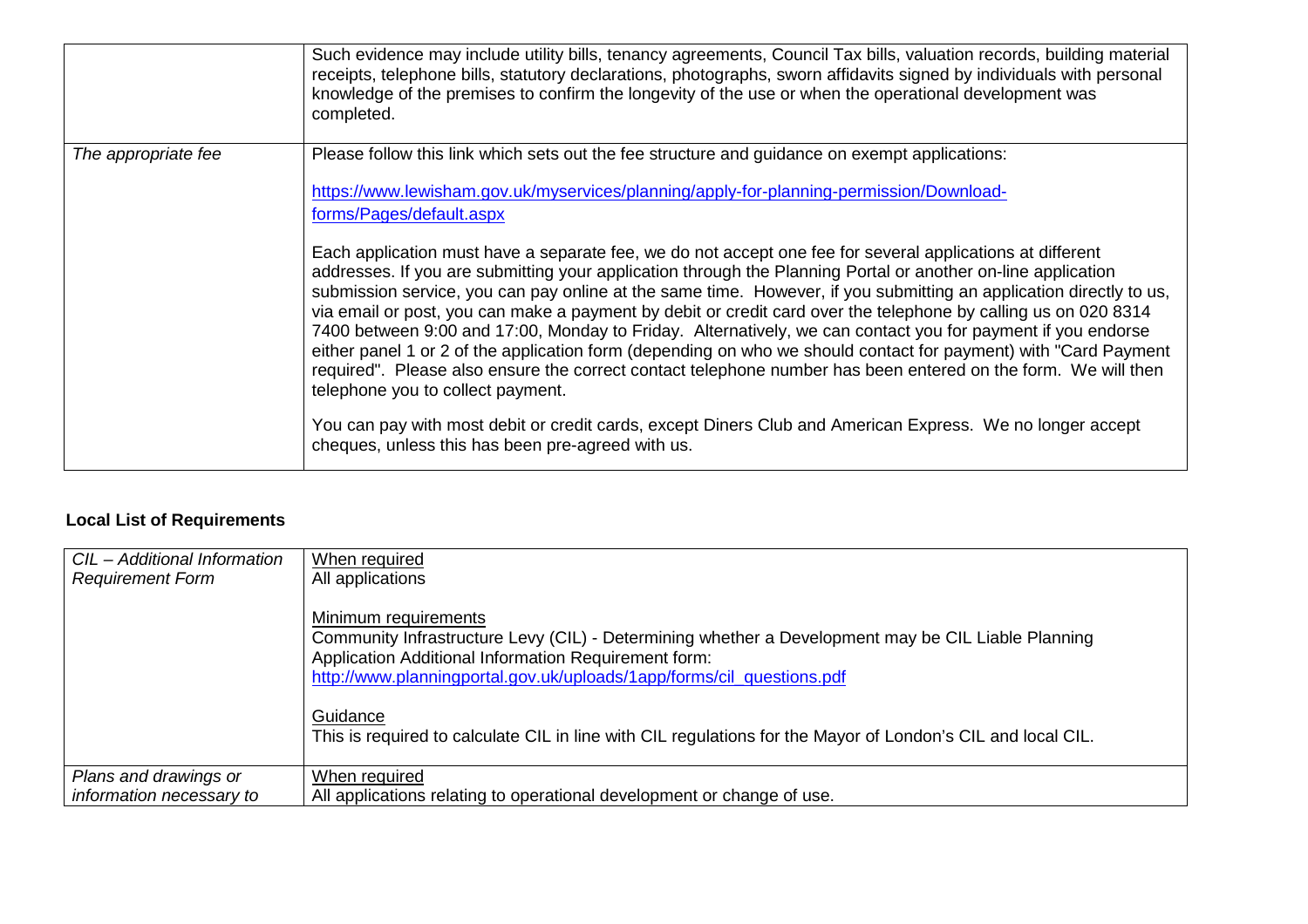| | |
|---|---|
| | Such evidence may include utility bills, tenancy agreements, Council Tax bills, valuation records, building material receipts, telephone bills, statutory declarations, photographs, sworn affidavits signed by individuals with personal knowledge of the premises to confirm the longevity of the use or when the operational development was completed. |
| *The appropriate fee* | Please follow this link which sets out the fee structure and guidance on exempt applications:<br><br>https://www.lewisham.gov.uk/myservices/planning/apply-for-planning-permission/Download-forms/Pages/default.aspx<br><br>Each application must have a separate fee, we do not accept one fee for several applications at different addresses. If you are submitting your application through the Planning Portal or another on-line application submission service, you can pay online at the same time. However, if you submitting an application directly to us, via email or post, you can make a payment by debit or credit card over the telephone by calling us on 020 8314 7400 between 9:00 and 17:00, Monday to Friday. Alternatively, we can contact you for payment if you endorse either panel 1 or 2 of the application form (depending on who we should contact for payment) with "Card Payment required". Please also ensure the correct contact telephone number has been entered on the form. We will then telephone you to collect payment.<br><br>You can pay with most debit or credit cards, except Diners Club and American Express. We no longer accept cheques, unless this has been pre-agreed with us. |

**Local List of Requirements**

| | |
|---|---|
| *CIL – Additional Information Requirement Form* | When required<br>All applications<br><br>Minimum requirements<br>Community Infrastructure Levy (CIL) - Determining whether a Development may be CIL Liable Planning Application Additional Information Requirement form:<br>http://www.planningportal.gov.uk/uploads/1app/forms/cil_questions.pdf<br><br>Guidance<br>This is required to calculate CIL in line with CIL regulations for the Mayor of London's CIL and local CIL. |
| *Plans and drawings or information necessary to* | When required<br>All applications relating to operational development or change of use. |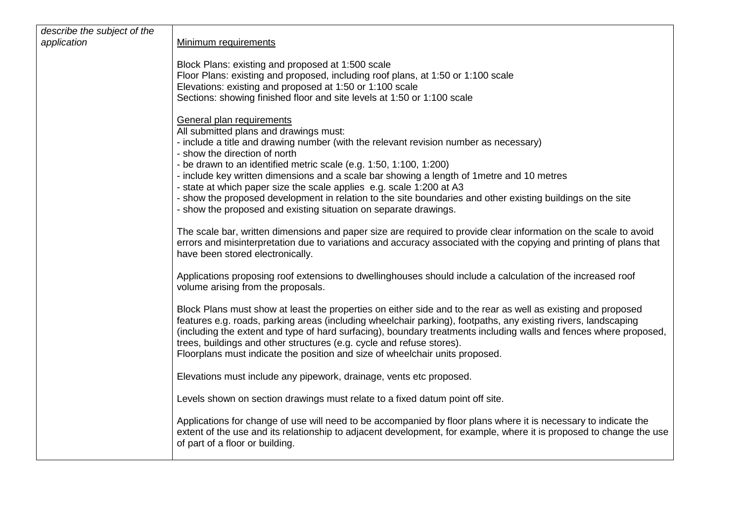| | |
|---|---|
| *describe the subject of the application* | Minimum requirements<br><br>Block Plans: existing and proposed at 1:500 scale<br>Floor Plans: existing and proposed, including roof plans, at 1:50 or 1:100 scale<br>Elevations: existing and proposed at 1:50 or 1:100 scale<br>Sections: showing finished floor and site levels at 1:50 or 1:100 scale<br><br>General plan requirements<br>All submitted plans and drawings must:<br>- include a title and drawing number (with the relevant revision number as necessary)<br>- show the direction of north<br>- be drawn to an identified metric scale (e.g. 1:50, 1:100, 1:200)<br>- include key written dimensions and a scale bar showing a length of 1metre and 10 metres<br>- state at which paper size the scale applies e.g. scale 1:200 at A3<br>- show the proposed development in relation to the site boundaries and other existing buildings on the site<br>- show the proposed and existing situation on separate drawings.<br><br>The scale bar, written dimensions and paper size are required to provide clear information on the scale to avoid errors and misinterpretation due to variations and accuracy associated with the copying and printing of plans that have been stored electronically.<br><br>Applications proposing roof extensions to dwellinghouses should include a calculation of the increased roof volume arising from the proposals.<br><br>Block Plans must show at least the properties on either side and to the rear as well as existing and proposed features e.g. roads, parking areas (including wheelchair parking), footpaths, any existing rivers, landscaping (including the extent and type of hard surfacing), boundary treatments including walls and fences where proposed, trees, buildings and other structures (e.g. cycle and refuse stores).<br>Floorplans must indicate the position and size of wheelchair units proposed.<br><br>Elevations must include any pipework, drainage, vents etc proposed.<br><br>Levels shown on section drawings must relate to a fixed datum point off site.<br><br>Applications for change of use will need to be accompanied by floor plans where it is necessary to indicate the extent of the use and its relationship to adjacent development, for example, where it is proposed to change the use of part of a floor or building. |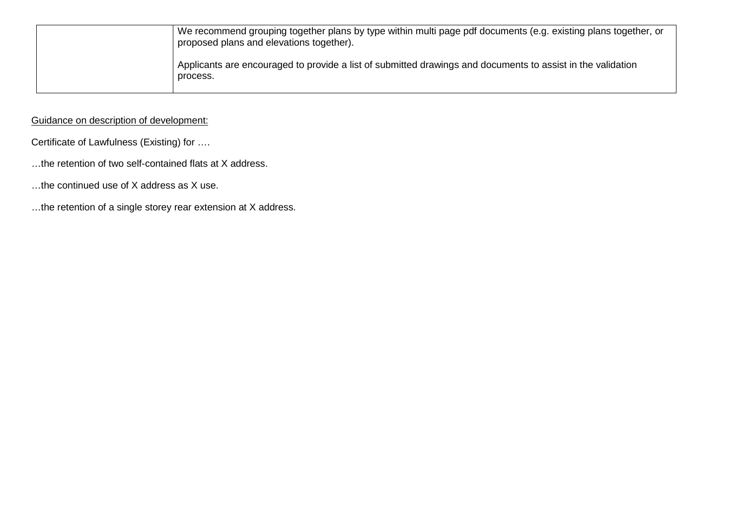| | |
|---|---|
| | We recommend grouping together plans by type within multi page pdf documents (e.g. existing plans together, or proposed plans and elevations together).<br><br>Applicants are encouraged to provide a list of submitted drawings and documents to assist in the validation process. |

<u>Guidance on description of development:</u>

Certificate of Lawfulness (Existing) for ….

…the retention of two self-contained flats at X address.

…the continued use of X address as X use.

…the retention of a single storey rear extension at X address.